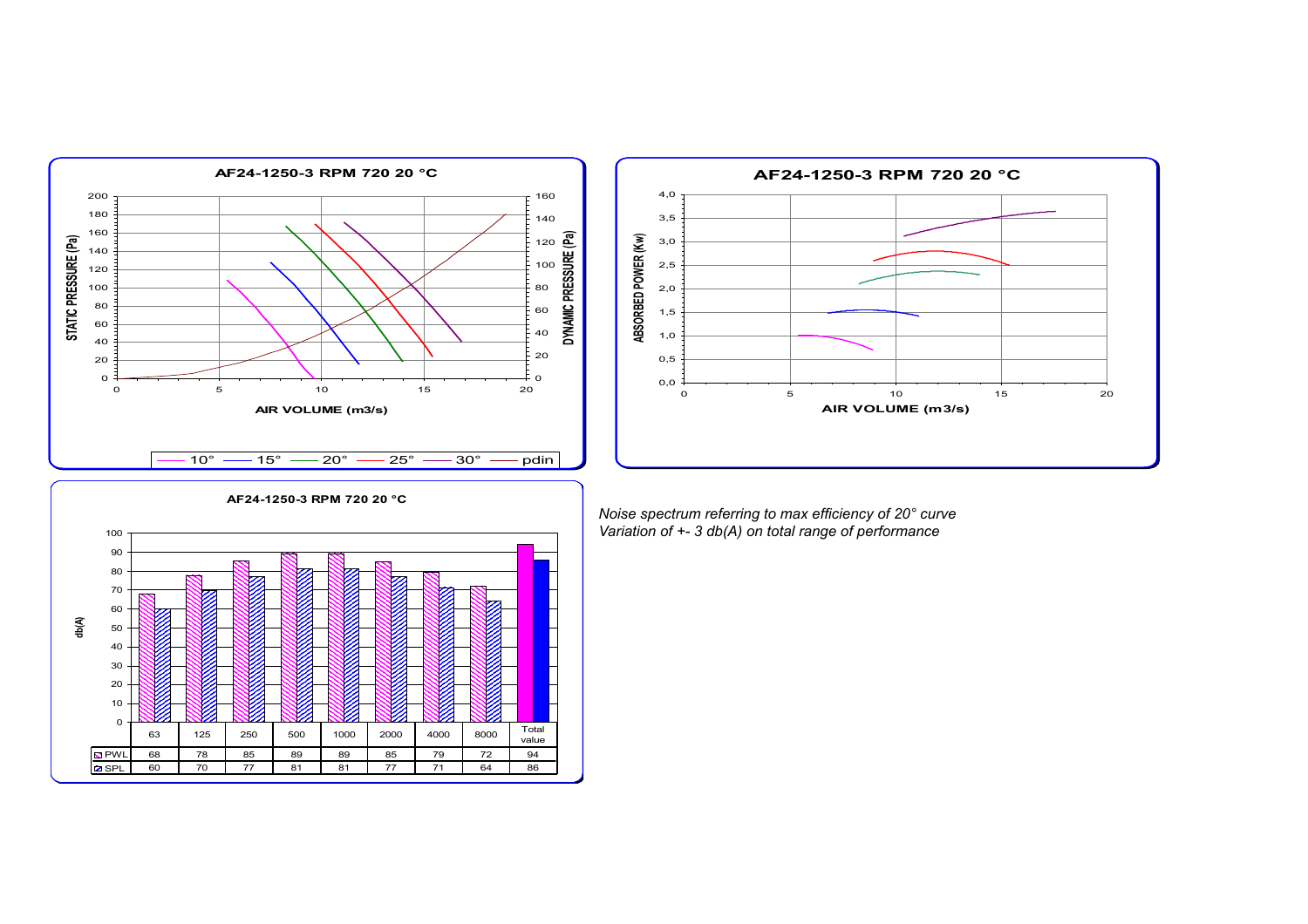## AF24-1250-3 RPM 720 20 °C

## AF24-1250-3 RPM 720 20 °C

## AF24-1250-3 RPM 720 20 °C

| | 63 | 125 | 250 | 500 | 1000 | 2000 | 4000 | 8000 | Total value |
|---|---|---|---|---|---|---|---|---|---|
| PWL | 68 | 78 | 85 | 89 | 89 | 85 | 79 | 72 | 94 |
| SPL | 60 | 70 | 77 | 81 | 81 | 77 | 71 | 64 | 86 |

*Noise spectrum referring to max efficiency of 20° curve*
*Variation of +- 3 db(A) on total range of performance*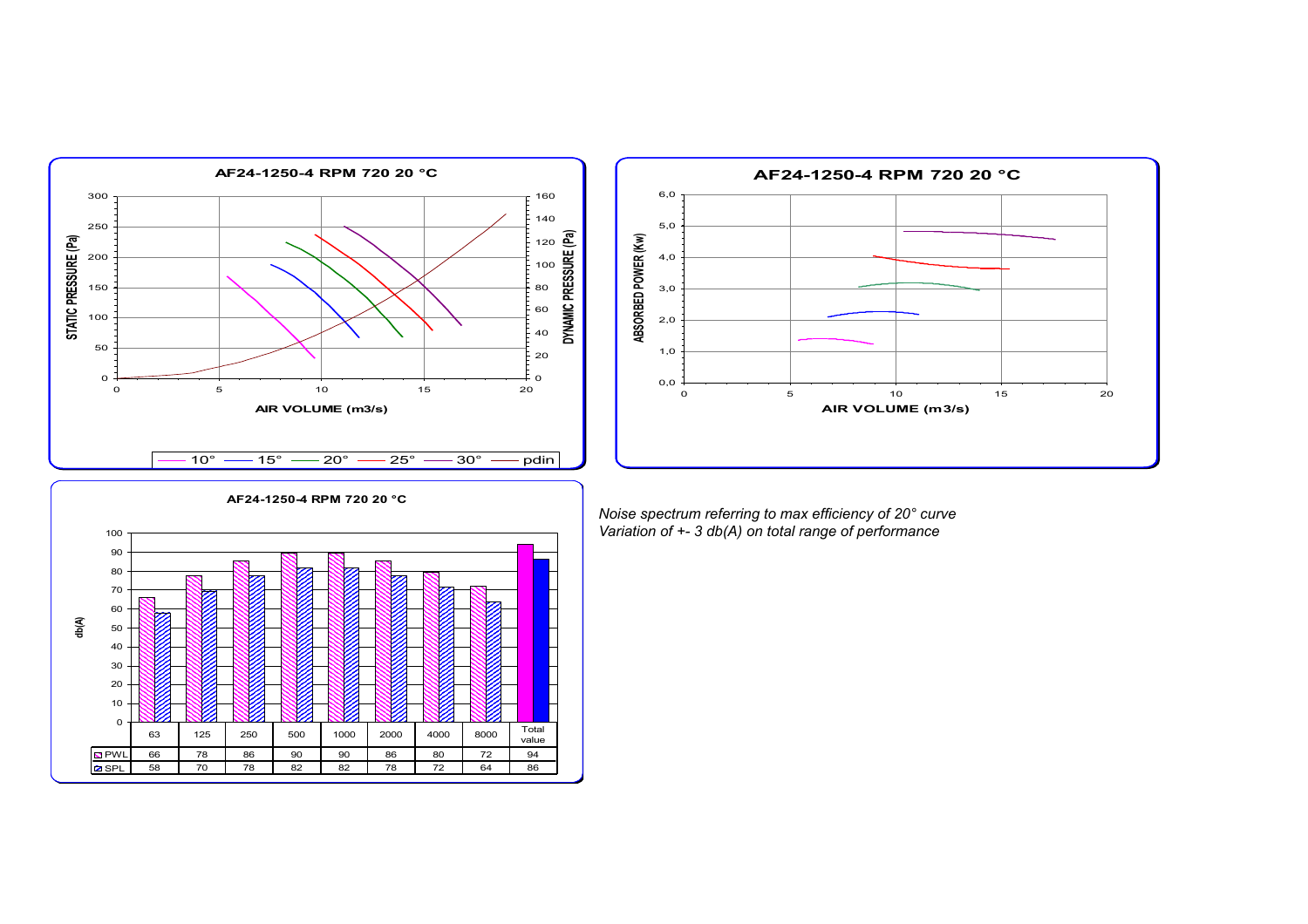## AF24-1250-4 RPM 720 20 °C

STATIC PRESSURE (Pa) / DYNAMIC PRESSURE (Pa) vs AIR VOLUME (m3/s)

Legend: 10° — 15° — 20° — 25° — 30° — pdin

## AF24-1250-4 RPM 720 20 °C

ABSORBED POWER (Kw) vs AIR VOLUME (m3/s)

## AF24-1250-4 RPM 720 20 °C

db(A)

| | 63 | 125 | 250 | 500 | 1000 | 2000 | 4000 | 8000 | Total value |
|---|---|---|---|---|---|---|---|---|---|
| PWL | 66 | 78 | 86 | 90 | 90 | 86 | 80 | 72 | 94 |
| SPL | 58 | 70 | 78 | 82 | 82 | 78 | 72 | 64 | 86 |

*Noise spectrum referring to max efficiency of 20° curve*
*Variation of +- 3 db(A) on total range of performance*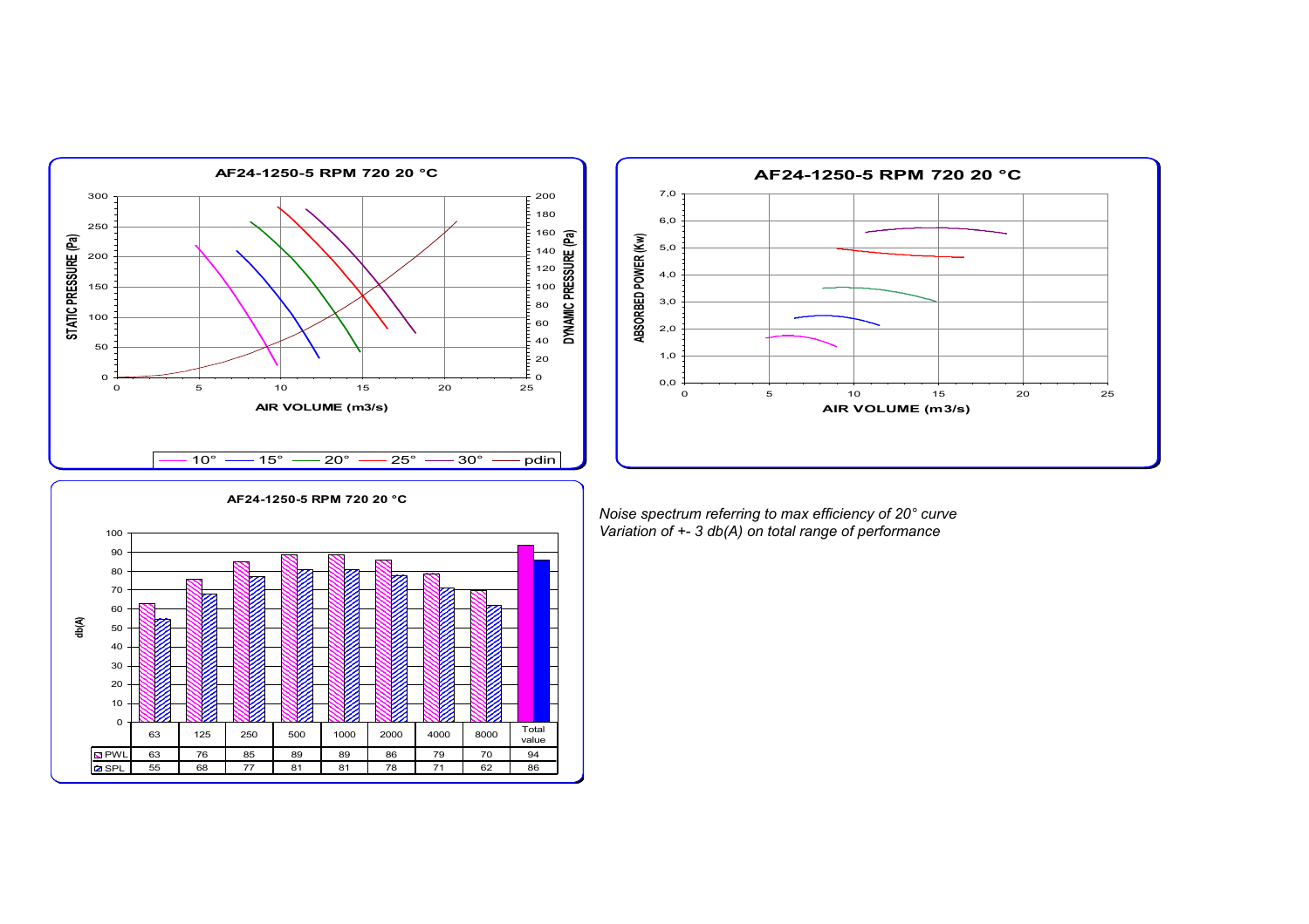## AF24-1250-5 RPM 720 20 °C

STATIC PRESSURE (Pa) / DYNAMIC PRESSURE (Pa) vs AIR VOLUME (m3/s)

Legend: 10° — 15° — 20° — 25° — 30° — pdin

## AF24-1250-5 RPM 720 20 °C

ABSORBED POWER (Kw) vs AIR VOLUME (m3/s)

## AF24-1250-5 RPM 720 20 °C

db(A)

| | 63 | 125 | 250 | 500 | 1000 | 2000 | 4000 | 8000 | Total value |
|---|---|---|---|---|---|---|---|---|---|
| PWL | 63 | 76 | 85 | 89 | 89 | 86 | 79 | 70 | 94 |
| SPL | 55 | 68 | 77 | 81 | 81 | 78 | 71 | 62 | 86 |

*Noise spectrum referring to max efficiency of 20° curve*
*Variation of +- 3 db(A) on total range of performance*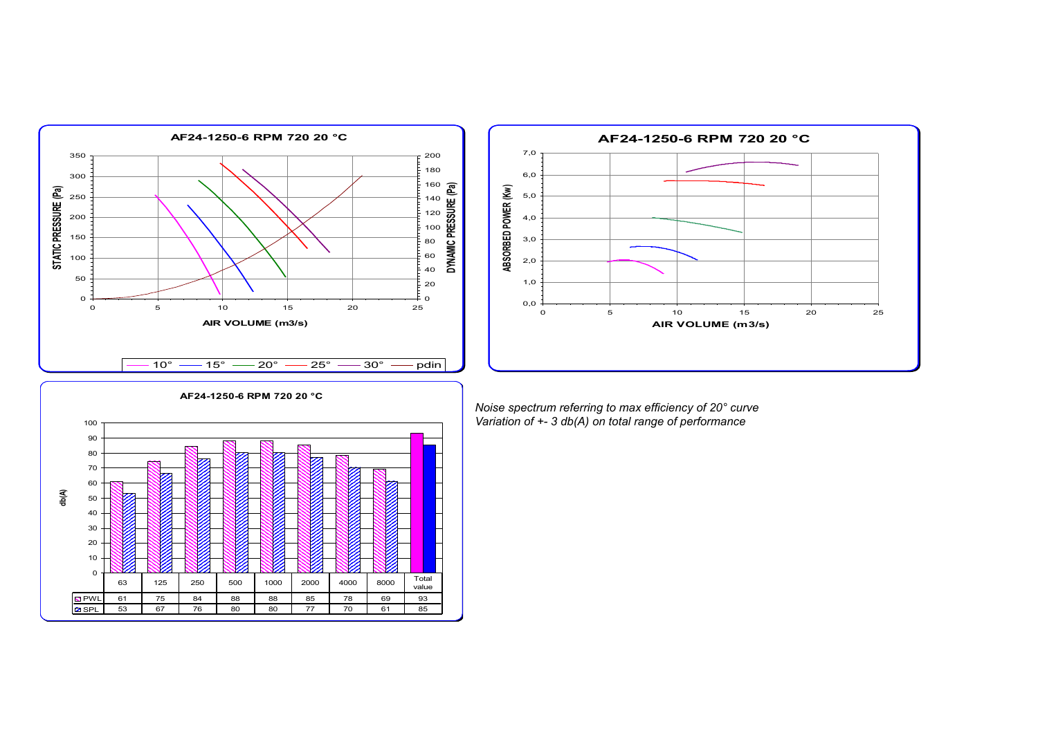## AF24-1250-6 RPM 720 20 °C

STATIC PRESSURE (Pa) / DYNAMIC PRESSURE (Pa) vs AIR VOLUME (m3/s)

Legend: 10° — 15° — 20° — 25° — 30° — pdin

## AF24-1250-6 RPM 720 20 °C

ABSORBED POWER (Kw) vs AIR VOLUME (m3/s)

## AF24-1250-6 RPM 720 20 °C

db(A)

| | 63 | 125 | 250 | 500 | 1000 | 2000 | 4000 | 8000 | Total value |
|---|---|---|---|---|---|---|---|---|---|
| PWL | 61 | 75 | 84 | 88 | 88 | 85 | 78 | 69 | 93 |
| SPL | 53 | 67 | 76 | 80 | 80 | 77 | 70 | 61 | 85 |

*Noise spectrum referring to max efficiency of 20° curve*
*Variation of +- 3 db(A) on total range of performance*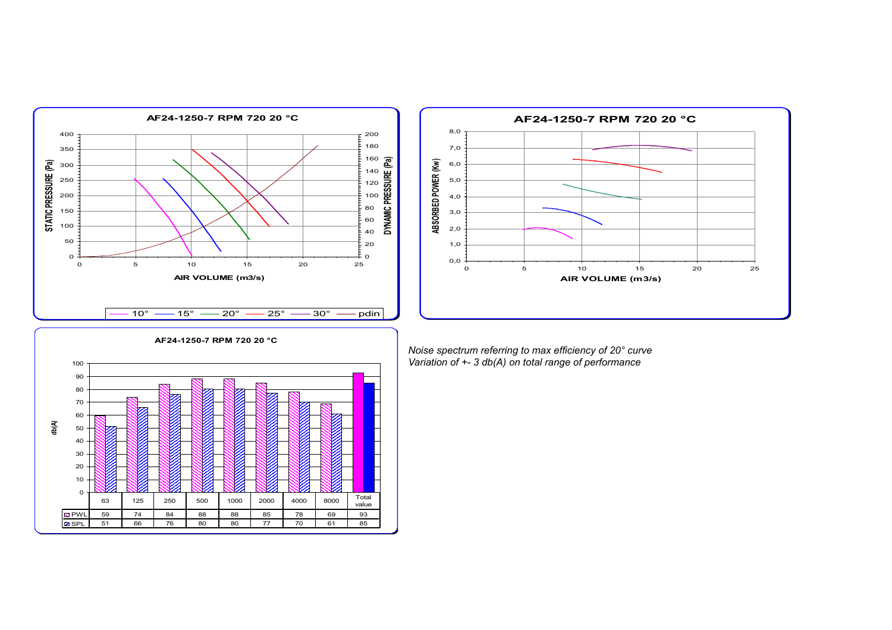**AF24-1250-7 RPM 720 20 °C**

STATIC PRESSURE (Pa) / DYNAMIC PRESSURE (Pa) vs AIR VOLUME (m3/s)

10° — 15° — 20° — 25° — 30° — pdin

**AF24-1250-7 RPM 720 20 °C**

ABSORBED POWER (Kw) vs AIR VOLUME (m3/s)

**AF24-1250-7 RPM 720 20 °C**

db(A)

| | 63 | 125 | 250 | 500 | 1000 | 2000 | 4000 | 8000 | Total value |
|---|---|---|---|---|---|---|---|---|---|
| PWL | 59 | 74 | 84 | 88 | 88 | 85 | 78 | 69 | 93 |
| SPL | 51 | 66 | 76 | 80 | 80 | 77 | 70 | 61 | 85 |

*Noise spectrum referring to max efficiency of 20° curve*
*Variation of +- 3 db(A) on total range of performance*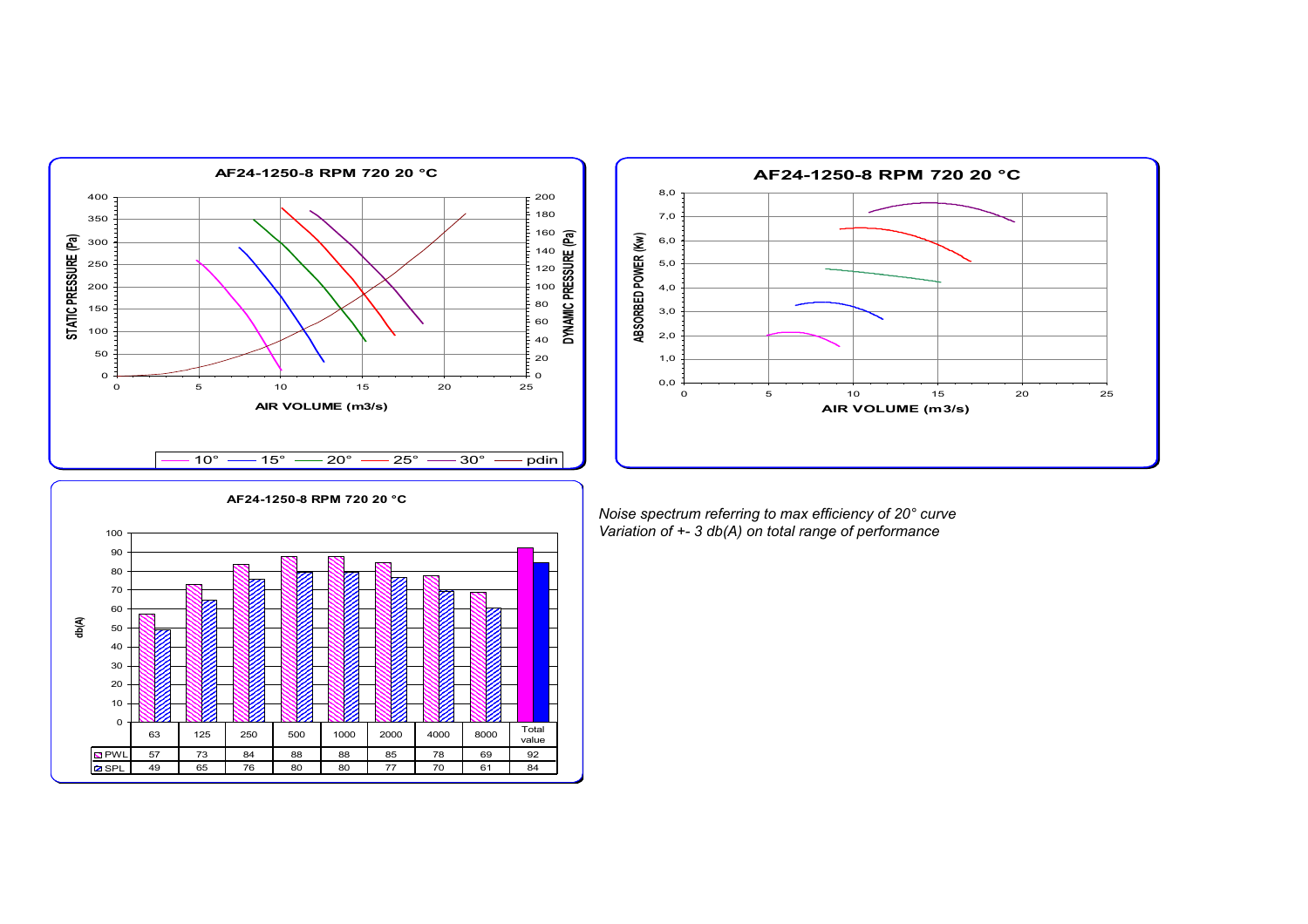AF24-1250-8 RPM 720 20 °C

STATIC PRESSURE (Pa)

400
350
300
250
200
150
100
50
0

DYNAMIC PRESSURE (Pa)

200
180
160
140
120
100
80
60
40
20
0

0
5
10
15
20
25

AIR VOLUME (m3/s)

10° 15° 20° 25° 30° pdin

AF24-1250-8 RPM 720 20 °C

ABSORBED POWER (Kw)

8,0
7,0
6,0
5,0
4,0
3,0
2,0
1,0
0,0

0
5
10
15
20
25

AIR VOLUME (m3/s)

AF24-1250-8 RPM 720 20 °C

db(A)

100
90
80
70
60
50
40
30
20
10
0

| | 63 | 125 | 250 | 500 | 1000 | 2000 | 4000 | 8000 | Total value |
|---|---|---|---|---|---|---|---|---|---|
| PWL | 57 | 73 | 84 | 88 | 88 | 85 | 78 | 69 | 92 |
| SPL | 49 | 65 | 76 | 80 | 80 | 77 | 70 | 61 | 84 |

*Noise spectrum referring to max efficiency of 20° curve*
*Variation of +- 3 db(A) on total range of performance*